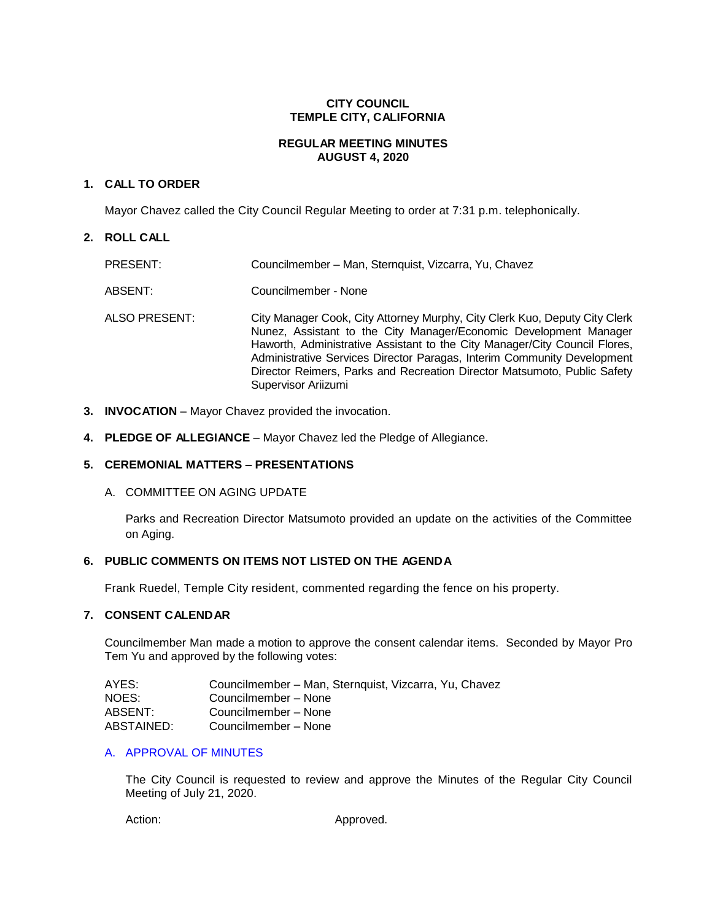**CITY COUNCIL**
**TEMPLE CITY, CALIFORNIA**

**REGULAR MEETING MINUTES**
**AUGUST 4, 2020**

## 1. CALL TO ORDER

Mayor Chavez called the City Council Regular Meeting to order at 7:31 p.m. telephonically.

## 2. ROLL CALL

| | |
|---|---|
| PRESENT: | Councilmember – Man, Sternquist, Vizcarra, Yu, Chavez |
| ABSENT: | Councilmember - None |
| ALSO PRESENT: | City Manager Cook, City Attorney Murphy, City Clerk Kuo, Deputy City Clerk Nunez, Assistant to the City Manager/Economic Development Manager Haworth, Administrative Assistant to the City Manager/City Council Flores, Administrative Services Director Paragas, Interim Community Development Director Reimers, Parks and Recreation Director Matsumoto, Public Safety Supervisor Ariizumi |

## 3. INVOCATION – Mayor Chavez provided the invocation.

## 4. PLEDGE OF ALLEGIANCE – Mayor Chavez led the Pledge of Allegiance.

## 5. CEREMONIAL MATTERS – PRESENTATIONS

A. COMMITTEE ON AGING UPDATE

Parks and Recreation Director Matsumoto provided an update on the activities of the Committee on Aging.

## 6. PUBLIC COMMENTS ON ITEMS NOT LISTED ON THE AGENDA

Frank Ruedel, Temple City resident, commented regarding the fence on his property.

## 7. CONSENT CALENDAR

Councilmember Man made a motion to approve the consent calendar items. Seconded by Mayor Pro Tem Yu and approved by the following votes:

| | |
|---|---|
| AYES: | Councilmember – Man, Sternquist, Vizcarra, Yu, Chavez |
| NOES: | Councilmember – None |
| ABSENT: | Councilmember – None |
| ABSTAINED: | Councilmember – None |

A. APPROVAL OF MINUTES

The City Council is requested to review and approve the Minutes of the Regular City Council Meeting of July 21, 2020.

Action: Approved.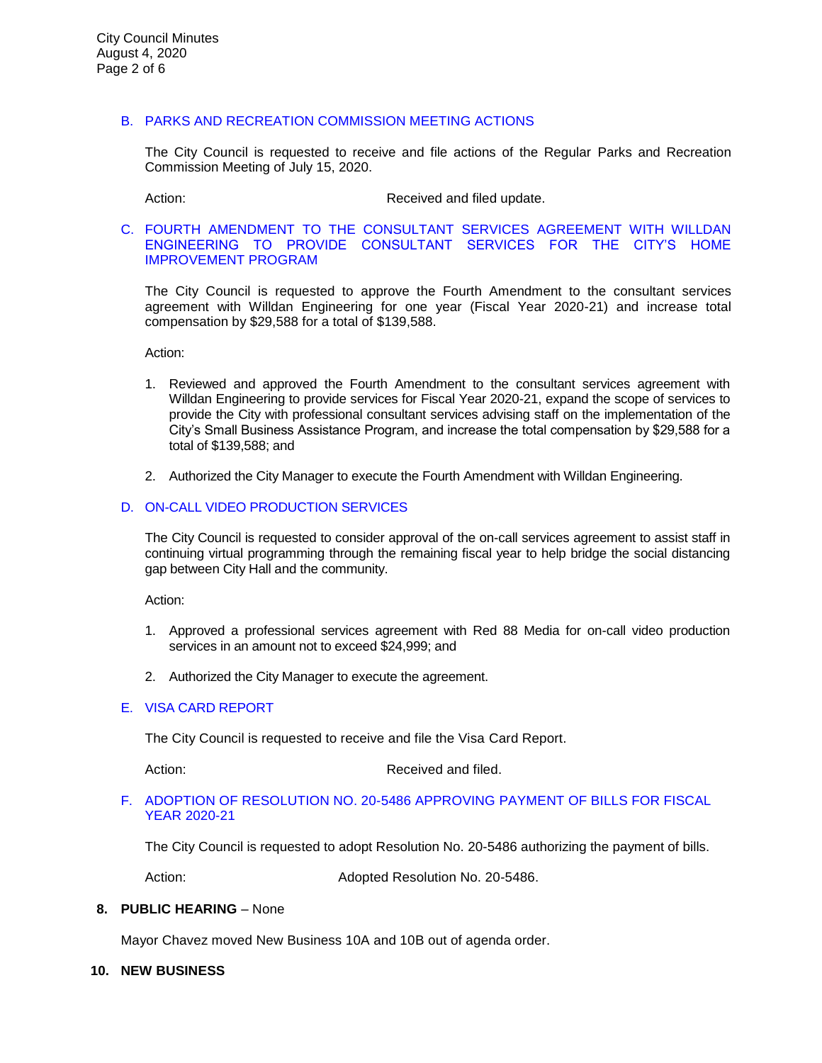### B. PARKS AND RECREATION COMMISSION MEETING ACTIONS

The City Council is requested to receive and file actions of the Regular Parks and Recreation Commission Meeting of July 15, 2020.

Action: Received and filed update.

### C. FOURTH AMENDMENT TO THE CONSULTANT SERVICES AGREEMENT WITH WILLDAN ENGINEERING TO PROVIDE CONSULTANT SERVICES FOR THE CITY'S HOME IMPROVEMENT PROGRAM

The City Council is requested to approve the Fourth Amendment to the consultant services agreement with Willdan Engineering for one year (Fiscal Year 2020-21) and increase total compensation by $29,588 for a total of $139,588.

Action:

1. Reviewed and approved the Fourth Amendment to the consultant services agreement with Willdan Engineering to provide services for Fiscal Year 2020-21, expand the scope of services to provide the City with professional consultant services advising staff on the implementation of the City's Small Business Assistance Program, and increase the total compensation by $29,588 for a total of $139,588; and
2. Authorized the City Manager to execute the Fourth Amendment with Willdan Engineering.

### D. ON-CALL VIDEO PRODUCTION SERVICES

The City Council is requested to consider approval of the on-call services agreement to assist staff in continuing virtual programming through the remaining fiscal year to help bridge the social distancing gap between City Hall and the community.

Action:

1. Approved a professional services agreement with Red 88 Media for on-call video production services in an amount not to exceed $24,999; and
2. Authorized the City Manager to execute the agreement.

### E. VISA CARD REPORT

The City Council is requested to receive and file the Visa Card Report.

Action: Received and filed.

### F. ADOPTION OF RESOLUTION NO. 20-5486 APPROVING PAYMENT OF BILLS FOR FISCAL YEAR 2020-21

The City Council is requested to adopt Resolution No. 20-5486 authorizing the payment of bills.

Action: Adopted Resolution No. 20-5486.

## 8. PUBLIC HEARING – None

Mayor Chavez moved New Business 10A and 10B out of agenda order.

## 10. NEW BUSINESS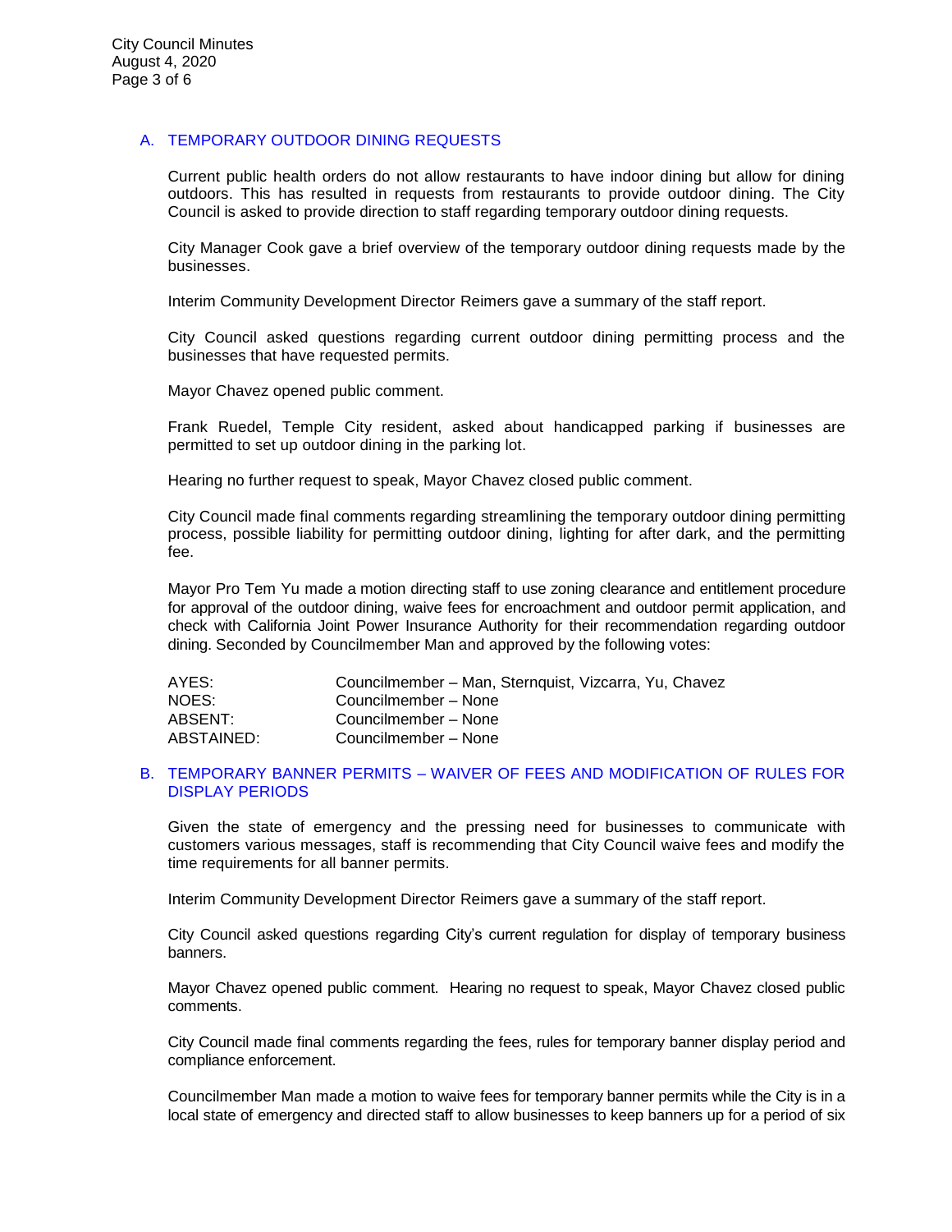### A. TEMPORARY OUTDOOR DINING REQUESTS

Current public health orders do not allow restaurants to have indoor dining but allow for dining outdoors. This has resulted in requests from restaurants to provide outdoor dining. The City Council is asked to provide direction to staff regarding temporary outdoor dining requests.

City Manager Cook gave a brief overview of the temporary outdoor dining requests made by the businesses.

Interim Community Development Director Reimers gave a summary of the staff report.

City Council asked questions regarding current outdoor dining permitting process and the businesses that have requested permits.

Mayor Chavez opened public comment.

Frank Ruedel, Temple City resident, asked about handicapped parking if businesses are permitted to set up outdoor dining in the parking lot.

Hearing no further request to speak, Mayor Chavez closed public comment.

City Council made final comments regarding streamlining the temporary outdoor dining permitting process, possible liability for permitting outdoor dining, lighting for after dark, and the permitting fee.

Mayor Pro Tem Yu made a motion directing staff to use zoning clearance and entitlement procedure for approval of the outdoor dining, waive fees for encroachment and outdoor permit application, and check with California Joint Power Insurance Authority for their recommendation regarding outdoor dining. Seconded by Councilmember Man and approved by the following votes:

| | |
|---|---|
| AYES: | Councilmember – Man, Sternquist, Vizcarra, Yu, Chavez |
| NOES: | Councilmember – None |
| ABSENT: | Councilmember – None |
| ABSTAINED: | Councilmember – None |

### B. TEMPORARY BANNER PERMITS – WAIVER OF FEES AND MODIFICATION OF RULES FOR DISPLAY PERIODS

Given the state of emergency and the pressing need for businesses to communicate with customers various messages, staff is recommending that City Council waive fees and modify the time requirements for all banner permits.

Interim Community Development Director Reimers gave a summary of the staff report.

City Council asked questions regarding City's current regulation for display of temporary business banners.

Mayor Chavez opened public comment. Hearing no request to speak, Mayor Chavez closed public comments.

City Council made final comments regarding the fees, rules for temporary banner display period and compliance enforcement.

Councilmember Man made a motion to waive fees for temporary banner permits while the City is in a local state of emergency and directed staff to allow businesses to keep banners up for a period of six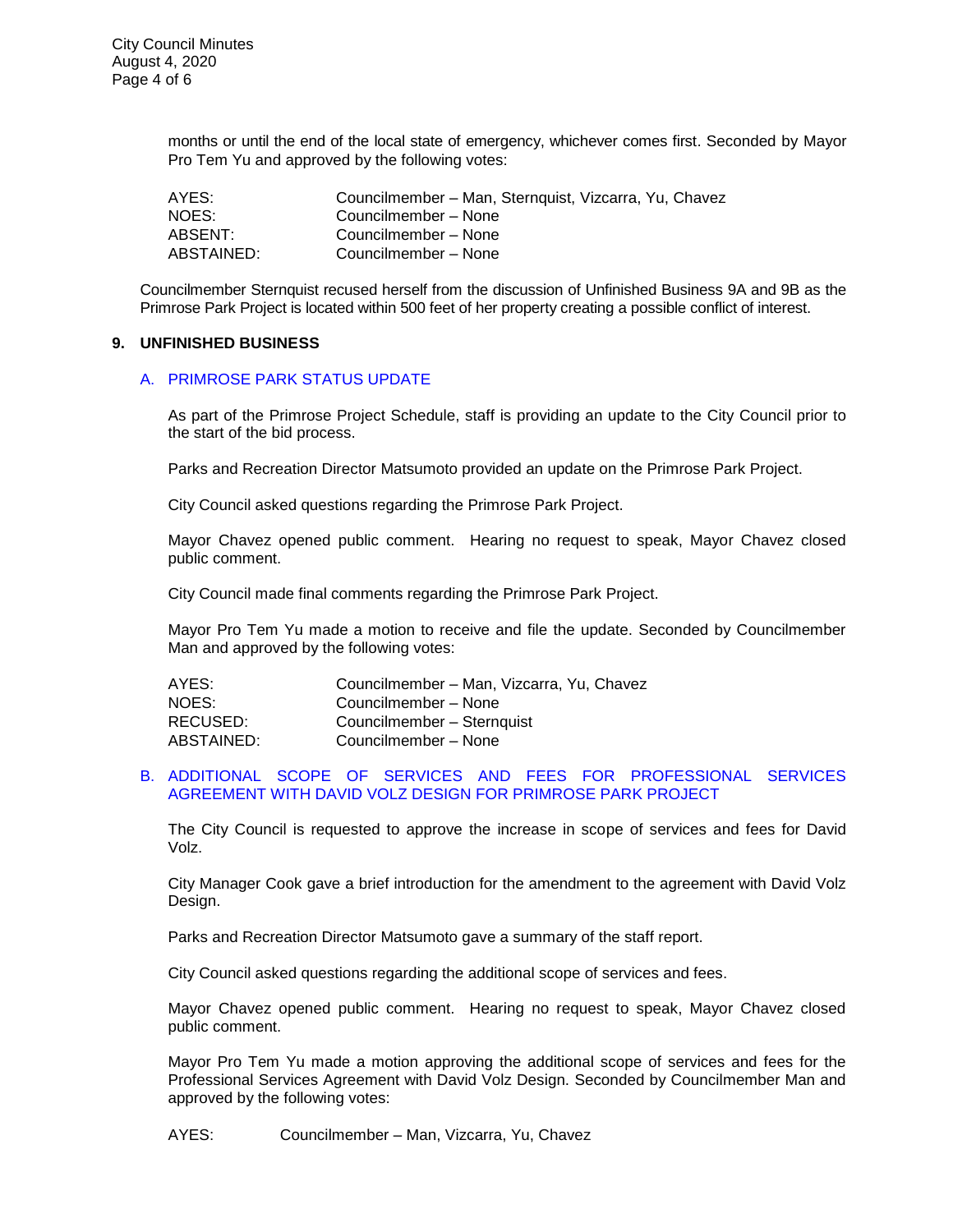months or until the end of the local state of emergency, whichever comes first. Seconded by Mayor Pro Tem Yu and approved by the following votes:

| | |
|---|---|
| AYES: | Councilmember – Man, Sternquist, Vizcarra, Yu, Chavez |
| NOES: | Councilmember – None |
| ABSENT: | Councilmember – None |
| ABSTAINED: | Councilmember – None |

Councilmember Sternquist recused herself from the discussion of Unfinished Business 9A and 9B as the Primrose Park Project is located within 500 feet of her property creating a possible conflict of interest.

**9. UNFINISHED BUSINESS**

A. PRIMROSE PARK STATUS UPDATE

As part of the Primrose Project Schedule, staff is providing an update to the City Council prior to the start of the bid process.

Parks and Recreation Director Matsumoto provided an update on the Primrose Park Project.

City Council asked questions regarding the Primrose Park Project.

Mayor Chavez opened public comment. Hearing no request to speak, Mayor Chavez closed public comment.

City Council made final comments regarding the Primrose Park Project.

Mayor Pro Tem Yu made a motion to receive and file the update. Seconded by Councilmember Man and approved by the following votes:

| | |
|---|---|
| AYES: | Councilmember – Man, Vizcarra, Yu, Chavez |
| NOES: | Councilmember – None |
| RECUSED: | Councilmember – Sternquist |
| ABSTAINED: | Councilmember – None |

B. ADDITIONAL SCOPE OF SERVICES AND FEES FOR PROFESSIONAL SERVICES AGREEMENT WITH DAVID VOLZ DESIGN FOR PRIMROSE PARK PROJECT

The City Council is requested to approve the increase in scope of services and fees for David Volz.

City Manager Cook gave a brief introduction for the amendment to the agreement with David Volz Design.

Parks and Recreation Director Matsumoto gave a summary of the staff report.

City Council asked questions regarding the additional scope of services and fees.

Mayor Chavez opened public comment. Hearing no request to speak, Mayor Chavez closed public comment.

Mayor Pro Tem Yu made a motion approving the additional scope of services and fees for the Professional Services Agreement with David Volz Design. Seconded by Councilmember Man and approved by the following votes:

AYES: Councilmember – Man, Vizcarra, Yu, Chavez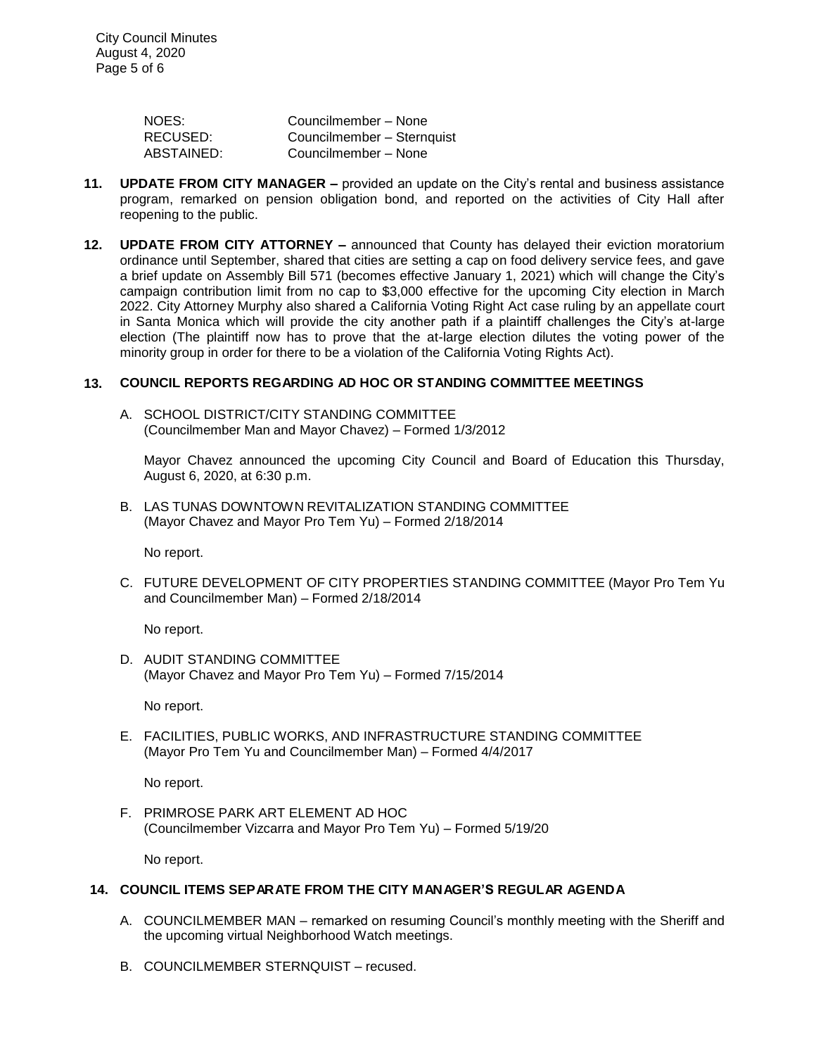| | |
|---|---|
| NOES: | Councilmember – None |
| RECUSED: | Councilmember – Sternquist |
| ABSTAINED: | Councilmember – None |

**11. UPDATE FROM CITY MANAGER –** provided an update on the City's rental and business assistance program, remarked on pension obligation bond, and reported on the activities of City Hall after reopening to the public.

**12. UPDATE FROM CITY ATTORNEY –** announced that County has delayed their eviction moratorium ordinance until September, shared that cities are setting a cap on food delivery service fees, and gave a brief update on Assembly Bill 571 (becomes effective January 1, 2021) which will change the City's campaign contribution limit from no cap to $3,000 effective for the upcoming City election in March 2022. City Attorney Murphy also shared a California Voting Right Act case ruling by an appellate court in Santa Monica which will provide the city another path if a plaintiff challenges the City's at-large election (The plaintiff now has to prove that the at-large election dilutes the voting power of the minority group in order for there to be a violation of the California Voting Rights Act).

**13. COUNCIL REPORTS REGARDING AD HOC OR STANDING COMMITTEE MEETINGS**

A. SCHOOL DISTRICT/CITY STANDING COMMITTEE
(Councilmember Man and Mayor Chavez) – Formed 1/3/2012

Mayor Chavez announced the upcoming City Council and Board of Education this Thursday, August 6, 2020, at 6:30 p.m.

B. LAS TUNAS DOWNTOWN REVITALIZATION STANDING COMMITTEE
(Mayor Chavez and Mayor Pro Tem Yu) – Formed 2/18/2014

No report.

C. FUTURE DEVELOPMENT OF CITY PROPERTIES STANDING COMMITTEE (Mayor Pro Tem Yu and Councilmember Man) – Formed 2/18/2014

No report.

D. AUDIT STANDING COMMITTEE
(Mayor Chavez and Mayor Pro Tem Yu) – Formed 7/15/2014

No report.

E. FACILITIES, PUBLIC WORKS, AND INFRASTRUCTURE STANDING COMMITTEE
(Mayor Pro Tem Yu and Councilmember Man) – Formed 4/4/2017

No report.

F. PRIMROSE PARK ART ELEMENT AD HOC
(Councilmember Vizcarra and Mayor Pro Tem Yu) – Formed 5/19/20

No report.

**14. COUNCIL ITEMS SEPARATE FROM THE CITY MANAGER'S REGULAR AGENDA**

A. COUNCILMEMBER MAN – remarked on resuming Council's monthly meeting with the Sheriff and the upcoming virtual Neighborhood Watch meetings.

B. COUNCILMEMBER STERNQUIST – recused.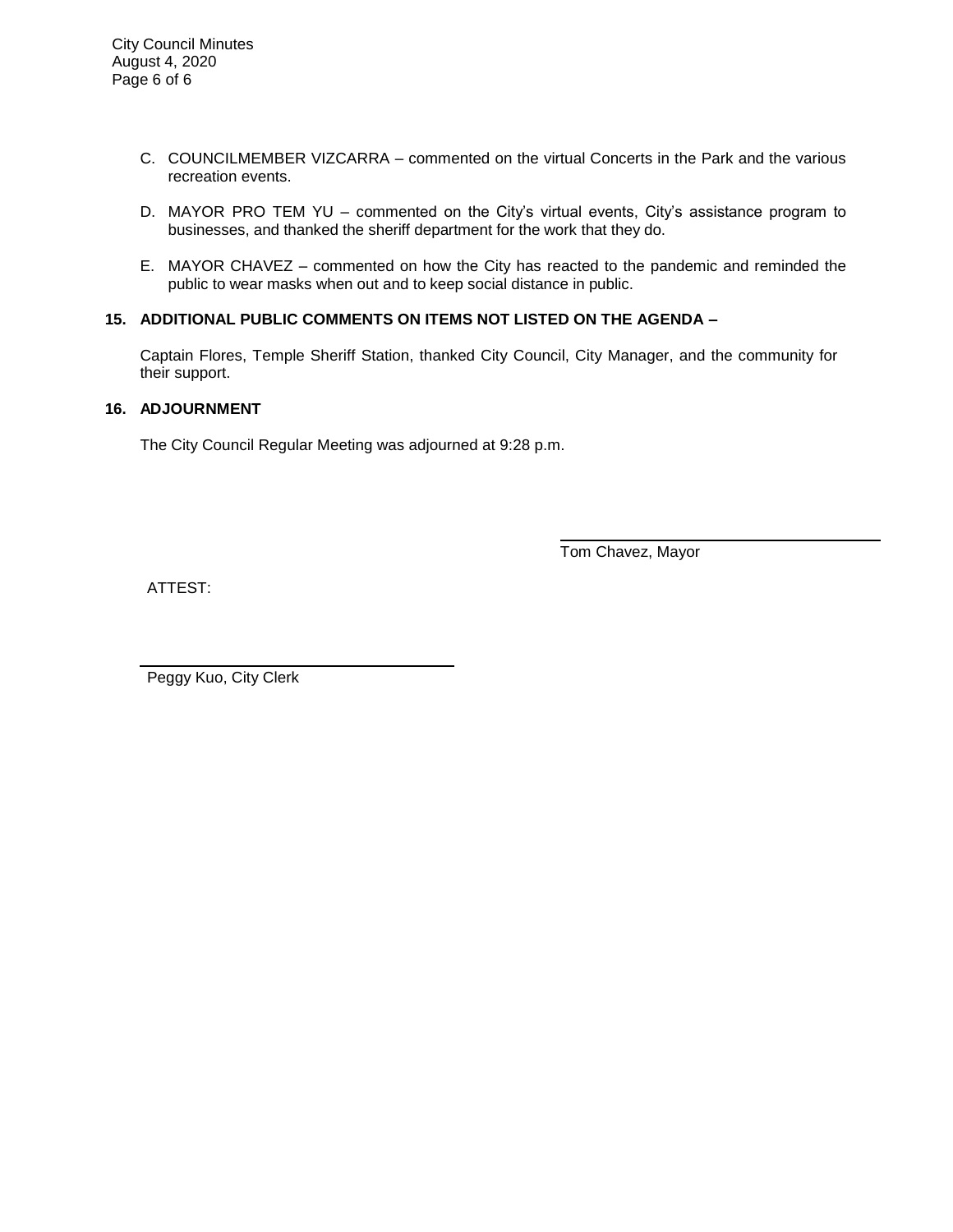C. COUNCILMEMBER VIZCARRA – commented on the virtual Concerts in the Park and the various recreation events.

D. MAYOR PRO TEM YU – commented on the City's virtual events, City's assistance program to businesses, and thanked the sheriff department for the work that they do.

E. MAYOR CHAVEZ – commented on how the City has reacted to the pandemic and reminded the public to wear masks when out and to keep social distance in public.

**15. ADDITIONAL PUBLIC COMMENTS ON ITEMS NOT LISTED ON THE AGENDA –**

Captain Flores, Temple Sheriff Station, thanked City Council, City Manager, and the community for their support.

**16. ADJOURNMENT**

The City Council Regular Meeting was adjourned at 9:28 p.m.

Tom Chavez, Mayor

ATTEST:

Peggy Kuo, City Clerk